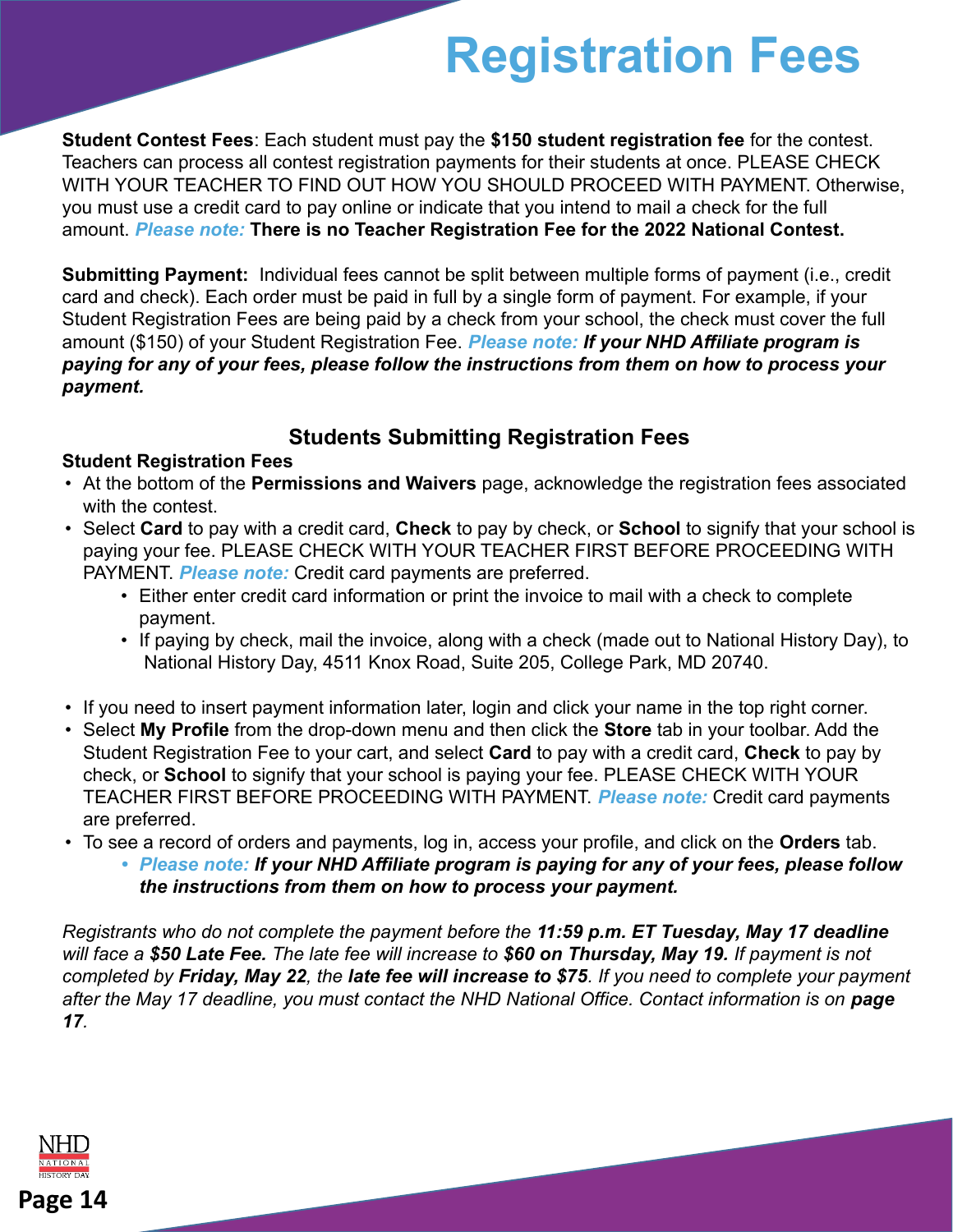# Registration Fees

**Student Contest Fees**: Each student must pay the **$150 student registration fee** for the contest. Teachers can process all contest registration payments for their students at once. PLEASE CHECK WITH YOUR TEACHER TO FIND OUT HOW YOU SHOULD PROCEED WITH PAYMENT. Otherwise, you must use a credit card to pay online or indicate that you intend to mail a check for the full amount. ***Please note:*** **There is no Teacher Registration Fee for the 2022 National Contest.**

**Submitting Payment:** Individual fees cannot be split between multiple forms of payment (i.e., credit card and check). Each order must be paid in full by a single form of payment. For example, if your Student Registration Fees are being paid by a check from your school, the check must cover the full amount ($150) of your Student Registration Fee. ***Please note:*** ***If your NHD Affiliate program is paying for any of your fees, please follow the instructions from them on how to process your payment.***

## Students Submitting Registration Fees

**Student Registration Fees**

- At the bottom of the **Permissions and Waivers** page, acknowledge the registration fees associated with the contest.
- Select **Card** to pay with a credit card, **Check** to pay by check, or **School** to signify that your school is paying your fee. PLEASE CHECK WITH YOUR TEACHER FIRST BEFORE PROCEEDING WITH PAYMENT. ***Please note:*** Credit card payments are preferred.
  - Either enter credit card information or print the invoice to mail with a check to complete payment.
  - If paying by check, mail the invoice, along with a check (made out to National History Day), to National History Day, 4511 Knox Road, Suite 205, College Park, MD 20740.

- If you need to insert payment information later, login and click your name in the top right corner.
- Select **My Profile** from the drop-down menu and then click the **Store** tab in your toolbar. Add the Student Registration Fee to your cart, and select **Card** to pay with a credit card, **Check** to pay by check, or **School** to signify that your school is paying your fee. PLEASE CHECK WITH YOUR TEACHER FIRST BEFORE PROCEEDING WITH PAYMENT. ***Please note:*** Credit card payments are preferred.
- To see a record of orders and payments, log in, access your profile, and click on the **Orders** tab.
  - ***Please note:*** ***If your NHD Affiliate program is paying for any of your fees, please follow the instructions from them on how to process your payment.***

*Registrants who do not complete the payment before the **11:59 p.m. ET Tuesday, May 17 deadline** will face a **$50 Late Fee.** The late fee will increase to **$60 on Thursday, May 19.** If payment is not completed by **Friday, May 22**, the **late fee will increase to $75**. If you need to complete your payment after the May 17 deadline, you must contact the NHD National Office. Contact information is on **page 17**.*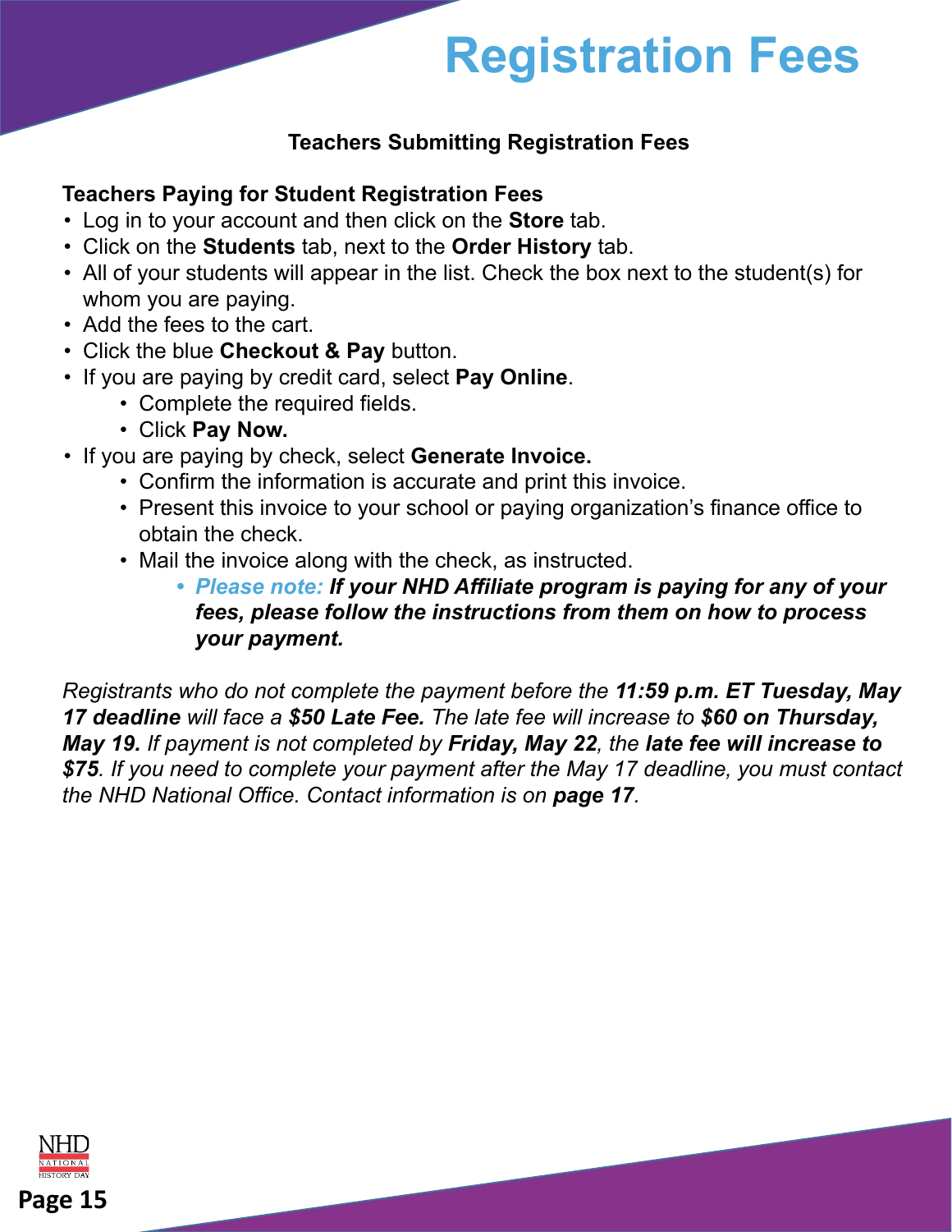# Registration Fees

### Teachers Submitting Registration Fees

**Teachers Paying for Student Registration Fees**

- Log in to your account and then click on the **Store** tab.
- Click on the **Students** tab, next to the **Order History** tab.
- All of your students will appear in the list. Check the box next to the student(s) for whom you are paying.
- Add the fees to the cart.
- Click the blue **Checkout & Pay** button.
- If you are paying by credit card, select **Pay Online**.
  - Complete the required fields.
  - Click **Pay Now.**
- If you are paying by check, select **Generate Invoice.**
  - Confirm the information is accurate and print this invoice.
  - Present this invoice to your school or paying organization's finance office to obtain the check.
  - Mail the invoice along with the check, as instructed.
    - ***Please note:* *If your NHD Affiliate program is paying for any of your fees, please follow the instructions from them on how to process your payment.***

*Registrants who do not complete the payment before the **11:59 p.m. ET Tuesday, May 17 deadline** will face a **$50 Late Fee.** The late fee will increase to **$60 on Thursday, May 19.** If payment is not completed by **Friday, May 22**, the **late fee will increase to $75**. If you need to complete your payment after the May 17 deadline, you must contact the NHD National Office. Contact information is on **page 17**.*